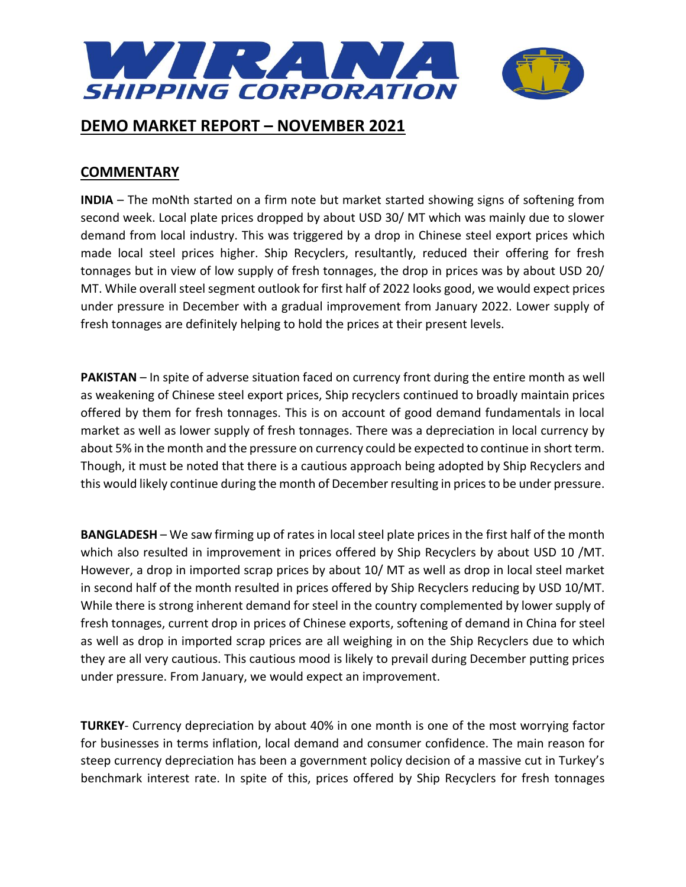# WIRANA SHIPPING CORPORATION

## DEMO MARKET REPORT – NOVEMBER 2021

## COMMENTARY

**INDIA** – The moNth started on a firm note but market started showing signs of softening from second week. Local plate prices dropped by about USD 30/ MT which was mainly due to slower demand from local industry. This was triggered by a drop in Chinese steel export prices which made local steel prices higher. Ship Recyclers, resultantly, reduced their offering for fresh tonnages but in view of low supply of fresh tonnages, the drop in prices was by about USD 20/ MT. While overall steel segment outlook for first half of 2022 looks good, we would expect prices under pressure in December with a gradual improvement from January 2022. Lower supply of fresh tonnages are definitely helping to hold the prices at their present levels.

**PAKISTAN** – In spite of adverse situation faced on currency front during the entire month as well as weakening of Chinese steel export prices, Ship recyclers continued to broadly maintain prices offered by them for fresh tonnages. This is on account of good demand fundamentals in local market as well as lower supply of fresh tonnages. There was a depreciation in local currency by about 5% in the month and the pressure on currency could be expected to continue in short term. Though, it must be noted that there is a cautious approach being adopted by Ship Recyclers and this would likely continue during the month of December resulting in prices to be under pressure.

**BANGLADESH** – We saw firming up of rates in local steel plate prices in the first half of the month which also resulted in improvement in prices offered by Ship Recyclers by about USD 10 /MT. However, a drop in imported scrap prices by about 10/ MT as well as drop in local steel market in second half of the month resulted in prices offered by Ship Recyclers reducing by USD 10/MT. While there is strong inherent demand for steel in the country complemented by lower supply of fresh tonnages, current drop in prices of Chinese exports, softening of demand in China for steel as well as drop in imported scrap prices are all weighing in on the Ship Recyclers due to which they are all very cautious. This cautious mood is likely to prevail during December putting prices under pressure. From January, we would expect an improvement.

**TURKEY**- Currency depreciation by about 40% in one month is one of the most worrying factor for businesses in terms inflation, local demand and consumer confidence. The main reason for steep currency depreciation has been a government policy decision of a massive cut in Turkey's benchmark interest rate. In spite of this, prices offered by Ship Recyclers for fresh tonnages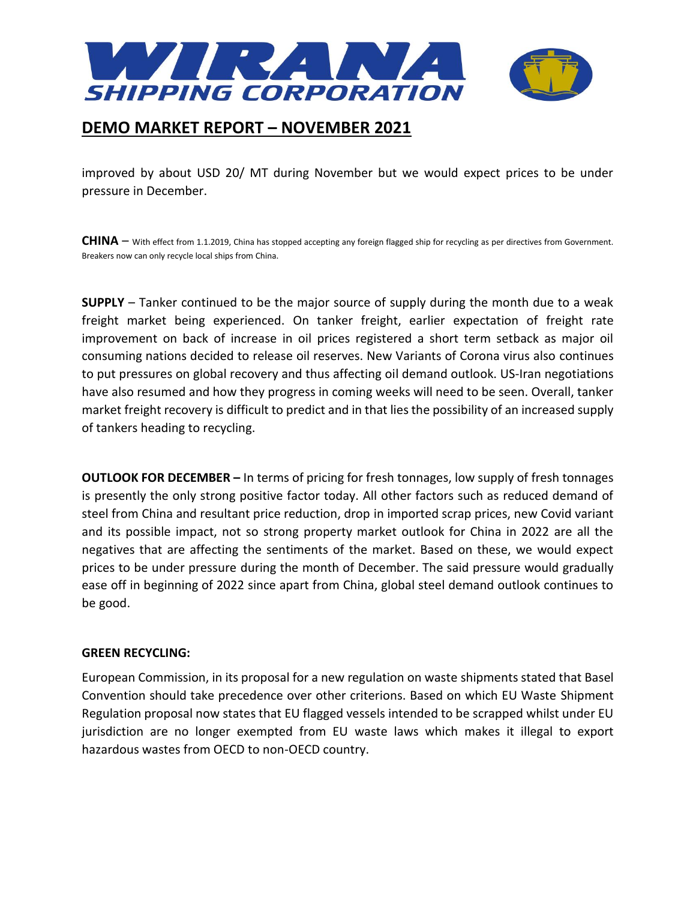improved by about USD 20/ MT during November but we would expect prices to be under pressure in December.

**CHINA** – With effect from 1.1.2019, China has stopped accepting any foreign flagged ship for recycling as per directives from Government. Breakers now can only recycle local ships from China.

**SUPPLY** – Tanker continued to be the major source of supply during the month due to a weak freight market being experienced. On tanker freight, earlier expectation of freight rate improvement on back of increase in oil prices registered a short term setback as major oil consuming nations decided to release oil reserves. New Variants of Corona virus also continues to put pressures on global recovery and thus affecting oil demand outlook. US-Iran negotiations have also resumed and how they progress in coming weeks will need to be seen. Overall, tanker market freight recovery is difficult to predict and in that lies the possibility of an increased supply of tankers heading to recycling.

**OUTLOOK FOR DECEMBER –** In terms of pricing for fresh tonnages, low supply of fresh tonnages is presently the only strong positive factor today. All other factors such as reduced demand of steel from China and resultant price reduction, drop in imported scrap prices, new Covid variant and its possible impact, not so strong property market outlook for China in 2022 are all the negatives that are affecting the sentiments of the market. Based on these, we would expect prices to be under pressure during the month of December. The said pressure would gradually ease off in beginning of 2022 since apart from China, global steel demand outlook continues to be good.

**GREEN RECYCLING:**

European Commission, in its proposal for a new regulation on waste shipments stated that Basel Convention should take precedence over other criterions. Based on which EU Waste Shipment Regulation proposal now states that EU flagged vessels intended to be scrapped whilst under EU jurisdiction are no longer exempted from EU waste laws which makes it illegal to export hazardous wastes from OECD to non-OECD country.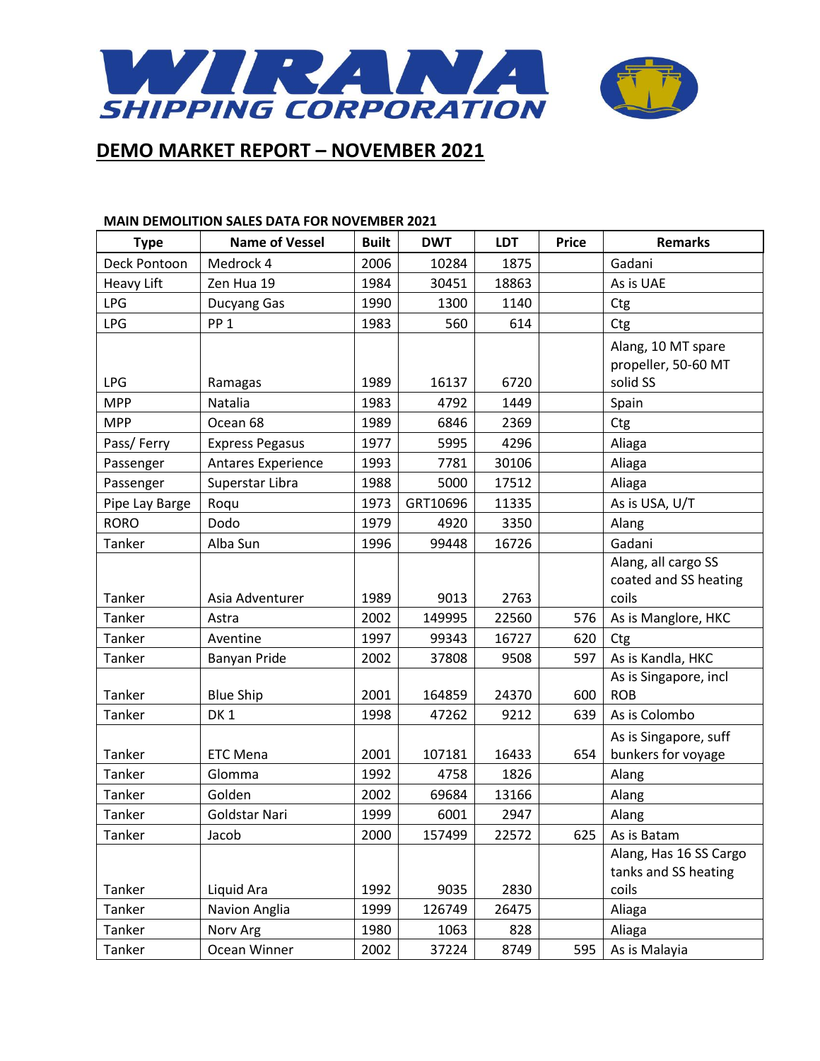# WIRANA SHIPPING CORPORATION

## DEMO MARKET REPORT – NOVEMBER 2021

**MAIN DEMOLITION SALES DATA FOR NOVEMBER 2021**

| Type | Name of Vessel | Built | DWT | LDT | Price | Remarks |
|---|---|---|---|---|---|---|
| Deck Pontoon | Medrock 4 | 2006 | 10284 | 1875 | | Gadani |
| Heavy Lift | Zen Hua 19 | 1984 | 30451 | 18863 | | As is UAE |
| LPG | Ducyang Gas | 1990 | 1300 | 1140 | | Ctg |
| LPG | PP 1 | 1983 | 560 | 614 | | Ctg |
| LPG | Ramagas | 1989 | 16137 | 6720 | | Alang, 10 MT spare propeller, 50-60 MT solid SS |
| MPP | Natalia | 1983 | 4792 | 1449 | | Spain |
| MPP | Ocean 68 | 1989 | 6846 | 2369 | | Ctg |
| Pass/ Ferry | Express Pegasus | 1977 | 5995 | 4296 | | Aliaga |
| Passenger | Antares Experience | 1993 | 7781 | 30106 | | Aliaga |
| Passenger | Superstar Libra | 1988 | 5000 | 17512 | | Aliaga |
| Pipe Lay Barge | Roqu | 1973 | GRT10696 | 11335 | | As is USA, U/T |
| RORO | Dodo | 1979 | 4920 | 3350 | | Alang |
| Tanker | Alba Sun | 1996 | 99448 | 16726 | | Gadani |
| Tanker | Asia Adventurer | 1989 | 9013 | 2763 | | Alang, all cargo SS coated and SS heating coils |
| Tanker | Astra | 2002 | 149995 | 22560 | 576 | As is Manglore, HKC |
| Tanker | Aventine | 1997 | 99343 | 16727 | 620 | Ctg |
| Tanker | Banyan Pride | 2002 | 37808 | 9508 | 597 | As is Kandla, HKC |
| Tanker | Blue Ship | 2001 | 164859 | 24370 | 600 | As is Singapore, incl ROB |
| Tanker | DK 1 | 1998 | 47262 | 9212 | 639 | As is Colombo |
| Tanker | ETC Mena | 2001 | 107181 | 16433 | 654 | As is Singapore, suff bunkers for voyage |
| Tanker | Glomma | 1992 | 4758 | 1826 | | Alang |
| Tanker | Golden | 2002 | 69684 | 13166 | | Alang |
| Tanker | Goldstar Nari | 1999 | 6001 | 2947 | | Alang |
| Tanker | Jacob | 2000 | 157499 | 22572 | 625 | As is Batam |
| Tanker | Liquid Ara | 1992 | 9035 | 2830 | | Alang, Has 16 SS Cargo tanks and SS heating coils |
| Tanker | Navion Anglia | 1999 | 126749 | 26475 | | Aliaga |
| Tanker | Norv Arg | 1980 | 1063 | 828 | | Aliaga |
| Tanker | Ocean Winner | 2002 | 37224 | 8749 | 595 | As is Malayia |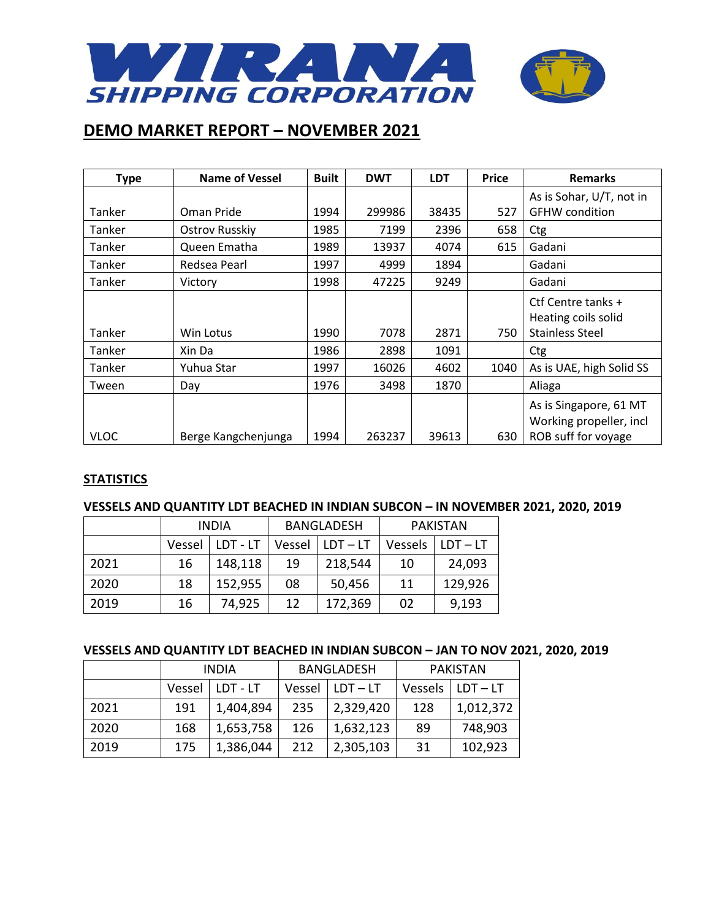# WIRANA SHIPPING CORPORATION

## DEMO MARKET REPORT – NOVEMBER 2021

| Type | Name of Vessel | Built | DWT | LDT | Price | Remarks |
|---|---|---|---|---|---|---|
| Tanker | Oman Pride | 1994 | 299986 | 38435 | 527 | As is Sohar, U/T, not in GFHW condition |
| Tanker | Ostrov Russkiy | 1985 | 7199 | 2396 | 658 | Ctg |
| Tanker | Queen Ematha | 1989 | 13937 | 4074 | 615 | Gadani |
| Tanker | Redsea Pearl | 1997 | 4999 | 1894 | | Gadani |
| Tanker | Victory | 1998 | 47225 | 9249 | | Gadani |
| Tanker | Win Lotus | 1990 | 7078 | 2871 | 750 | Ctf Centre tanks + Heating coils solid Stainless Steel |
| Tanker | Xin Da | 1986 | 2898 | 1091 | | Ctg |
| Tanker | Yuhua Star | 1997 | 16026 | 4602 | 1040 | As is UAE, high Solid SS |
| Tween | Day | 1976 | 3498 | 1870 | | Aliaga |
| VLOC | Berge Kangchenjunga | 1994 | 263237 | 39613 | 630 | As is Singapore, 61 MT Working propeller, incl ROB suff for voyage |

**STATISTICS**

### VESSELS AND QUANTITY LDT BEACHED IN INDIAN SUBCON – IN NOVEMBER 2021, 2020, 2019

| | INDIA | | BANGLADESH | | PAKISTAN | |
|---|---|---|---|---|---|---|
| | Vessel | LDT - LT | Vessel | LDT – LT | Vessels | LDT – LT |
| 2021 | 16 | 148,118 | 19 | 218,544 | 10 | 24,093 |
| 2020 | 18 | 152,955 | 08 | 50,456 | 11 | 129,926 |
| 2019 | 16 | 74,925 | 12 | 172,369 | 02 | 9,193 |

### VESSELS AND QUANTITY LDT BEACHED IN INDIAN SUBCON – JAN TO NOV 2021, 2020, 2019

| | INDIA | | BANGLADESH | | PAKISTAN | |
|---|---|---|---|---|---|---|
| | Vessel | LDT - LT | Vessel | LDT – LT | Vessels | LDT – LT |
| 2021 | 191 | 1,404,894 | 235 | 2,329,420 | 128 | 1,012,372 |
| 2020 | 168 | 1,653,758 | 126 | 1,632,123 | 89 | 748,903 |
| 2019 | 175 | 1,386,044 | 212 | 2,305,103 | 31 | 102,923 |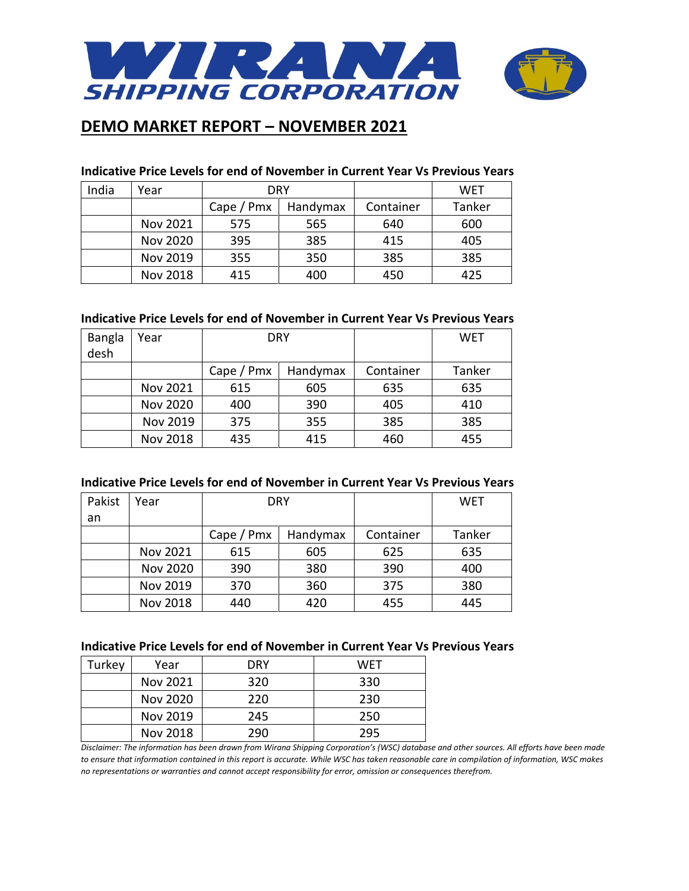WIRANA SHIPPING CORPORATION

# DEMO MARKET REPORT – NOVEMBER 2021

**Indicative Price Levels for end of November in Current Year Vs Previous Years**

| India | Year | DRY | | | WET |
|---|---|---|---|---|---|
| | | Cape / Pmx | Handymax | Container | Tanker |
| | Nov 2021 | 575 | 565 | 640 | 600 |
| | Nov 2020 | 395 | 385 | 415 | 405 |
| | Nov 2019 | 355 | 350 | 385 | 385 |
| | Nov 2018 | 415 | 400 | 450 | 425 |

**Indicative Price Levels for end of November in Current Year Vs Previous Years**

| Bangladesh | Year | DRY | | | WET |
|---|---|---|---|---|---|
| | | Cape / Pmx | Handymax | Container | Tanker |
| | Nov 2021 | 615 | 605 | 635 | 635 |
| | Nov 2020 | 400 | 390 | 405 | 410 |
| | Nov 2019 | 375 | 355 | 385 | 385 |
| | Nov 2018 | 435 | 415 | 460 | 455 |

**Indicative Price Levels for end of November in Current Year Vs Previous Years**

| Pakistan | Year | DRY | | | WET |
|---|---|---|---|---|---|
| | | Cape / Pmx | Handymax | Container | Tanker |
| | Nov 2021 | 615 | 605 | 625 | 635 |
| | Nov 2020 | 390 | 380 | 390 | 400 |
| | Nov 2019 | 370 | 360 | 375 | 380 |
| | Nov 2018 | 440 | 420 | 455 | 445 |

**Indicative Price Levels for end of November in Current Year Vs Previous Years**

| Turkey | Year | DRY | WET |
|---|---|---|---|
| | Nov 2021 | 320 | 330 |
| | Nov 2020 | 220 | 230 |
| | Nov 2019 | 245 | 250 |
| | Nov 2018 | 290 | 295 |

*Disclaimer: The information has been drawn from Wirana Shipping Corporation's (WSC) database and other sources. All efforts have been made to ensure that information contained in this report is accurate. While WSC has taken reasonable care in compilation of information, WSC makes no representations or warranties and cannot accept responsibility for error, omission or consequences therefrom.*